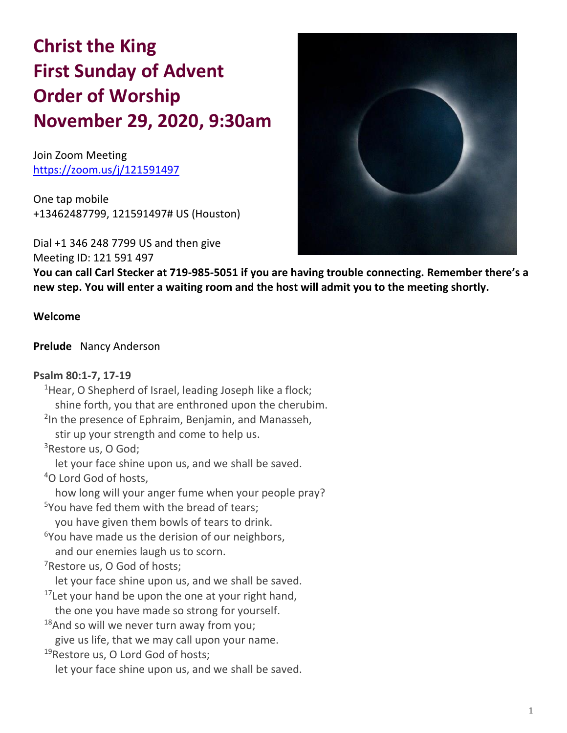# Christ the King
# First Sunday of Advent
# Order of Worship
# November 29, 2020, 9:30am

Join Zoom Meeting
https://zoom.us/j/121591497

One tap mobile
+13462487799, 121591497# US (Houston)

Dial +1 346 248 7799 US and then give
Meeting ID: 121 591 497

**You can call Carl Stecker at 719-985-5051 if you are having trouble connecting. Remember there's a new step. You will enter a waiting room and the host will admit you to the meeting shortly.**

**Welcome**

**Prelude** Nancy Anderson

**Psalm 80:1-7, 17-19**

[1]Hear, O Shepherd of Israel, leading Joseph like a flock;
shine forth, you that are enthroned upon the cherubim.
[2]In the presence of Ephraim, Benjamin, and Manasseh,
stir up your strength and come to help us.
[3]Restore us, O God;
let your face shine upon us, and we shall be saved.
[4]O Lord God of hosts,
how long will your anger fume when your people pray?
[5]You have fed them with the bread of tears;
you have given them bowls of tears to drink.
[6]You have made us the derision of our neighbors,
and our enemies laugh us to scorn.
[7]Restore us, O God of hosts;
let your face shine upon us, and we shall be saved.
[17]Let your hand be upon the one at your right hand,
the one you have made so strong for yourself.
[18]And so will we never turn away from you;
give us life, that we may call upon your name.
[19]Restore us, O Lord God of hosts;
let your face shine upon us, and we shall be saved.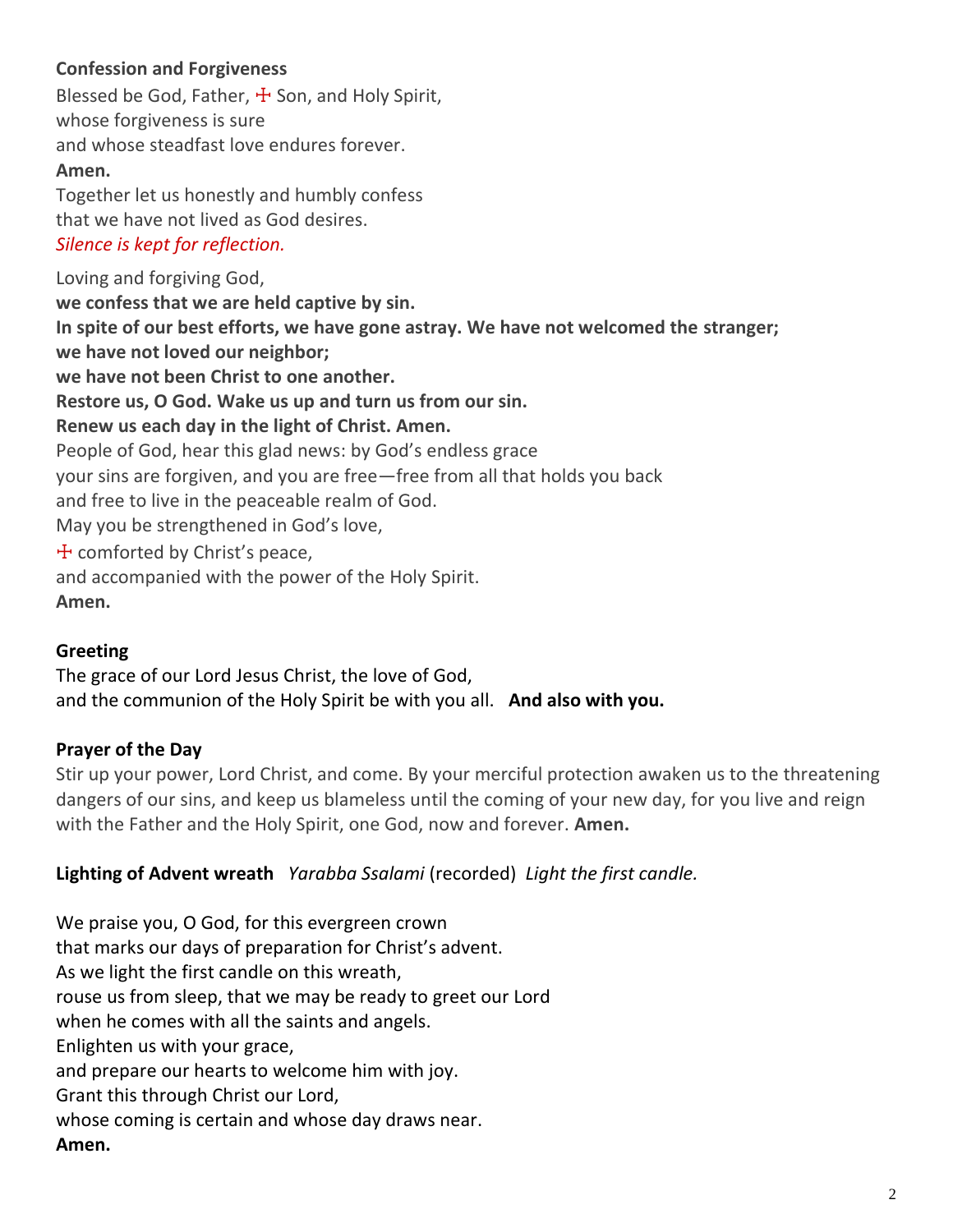**Confession and Forgiveness**

Blessed be God, Father, ☩ Son, and Holy Spirit,
whose forgiveness is sure
and whose steadfast love endures forever.
**Amen.**

Together let us honestly and humbly confess
that we have not lived as God desires.
*Silence is kept for reflection.*

Loving and forgiving God,
**we confess that we are held captive by sin.**
**In spite of our best efforts, we have gone astray. We have not welcomed the stranger;**
**we have not loved our neighbor;**
**we have not been Christ to one another.**
**Restore us, O God. Wake us up and turn us from our sin.**
**Renew us each day in the light of Christ. Amen.**

People of God, hear this glad news: by God's endless grace
your sins are forgiven, and you are free—free from all that holds you back
and free to live in the peaceable realm of God.
May you be strengthened in God's love,
☩ comforted by Christ's peace,
and accompanied with the power of the Holy Spirit.
**Amen.**

**Greeting**

The grace of our Lord Jesus Christ, the love of God,
and the communion of the Holy Spirit be with you all. **And also with you.**

**Prayer of the Day**

Stir up your power, Lord Christ, and come. By your merciful protection awaken us to the threatening dangers of our sins, and keep us blameless until the coming of your new day, for you live and reign with the Father and the Holy Spirit, one God, now and forever. **Amen.**

**Lighting of Advent wreath** *Yarabba Ssalami* (recorded) *Light the first candle.*

We praise you, O God, for this evergreen crown
that marks our days of preparation for Christ's advent.
As we light the first candle on this wreath,
rouse us from sleep, that we may be ready to greet our Lord
when he comes with all the saints and angels.
Enlighten us with your grace,
and prepare our hearts to welcome him with joy.
Grant this through Christ our Lord,
whose coming is certain and whose day draws near.
**Amen.**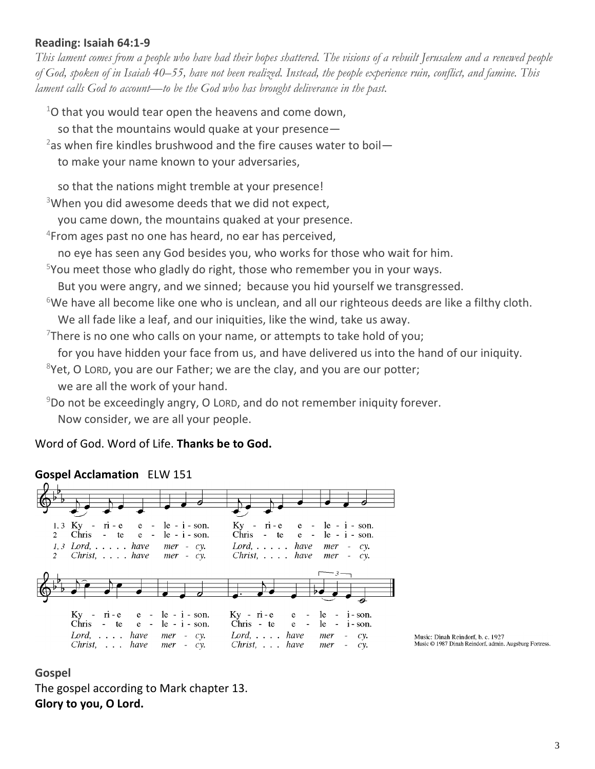**Reading: Isaiah 64:1-9**

*This lament comes from a people who have had their hopes shattered. The visions of a rebuilt Jerusalem and a renewed people of God, spoken of in Isaiah 40–55, have not been realized. Instead, the people experience ruin, conflict, and famine. This lament calls God to account—to be the God who has brought deliverance in the past.*

[1]O that you would tear open the heavens and come down,
so that the mountains would quake at your presence—
[2]as when fire kindles brushwood and the fire causes water to boil—
to make your name known to your adversaries,

so that the nations might tremble at your presence!
[3]When you did awesome deeds that we did not expect,
you came down, the mountains quaked at your presence.
[4]From ages past no one has heard, no ear has perceived,
no eye has seen any God besides you, who works for those who wait for him.
[5]You meet those who gladly do right, those who remember you in your ways.
But you were angry, and we sinned; because you hid yourself we transgressed.
[6]We have all become like one who is unclean, and all our righteous deeds are like a filthy cloth.
We all fade like a leaf, and our iniquities, like the wind, take us away.
[7]There is no one who calls on your name, or attempts to take hold of you;
for you have hidden your face from us, and have delivered us into the hand of our iniquity.
[8]Yet, O LORD, you are our Father; we are the clay, and you are our potter;
we are all the work of your hand.
[9]Do not be exceedingly angry, O LORD, and do not remember iniquity forever.
Now consider, we are all your people.

Word of God. Word of Life. **Thanks be to God.**

**Gospel Acclamation** ELW 151

1, 3 Kyrie eleison. Kyrie eleison. Kyrie eleison. Kyrie eleison.
2 Christe eleison. Christe eleison. Christe eleison. Christe eleison.
1, 3 *Lord, have mercy. Lord, have mercy. Lord, have mercy. Lord, have mercy.*
2 *Christ, have mercy. Christ, have mercy. Christ, have mercy. Christ, have mercy.*

Music: Dinah Reindorf, b. c. 1927
Music © 1987 Dinah Reindorf, admin. Augsburg Fortress.

**Gospel**

The gospel according to Mark chapter 13.
**Glory to you, O Lord.**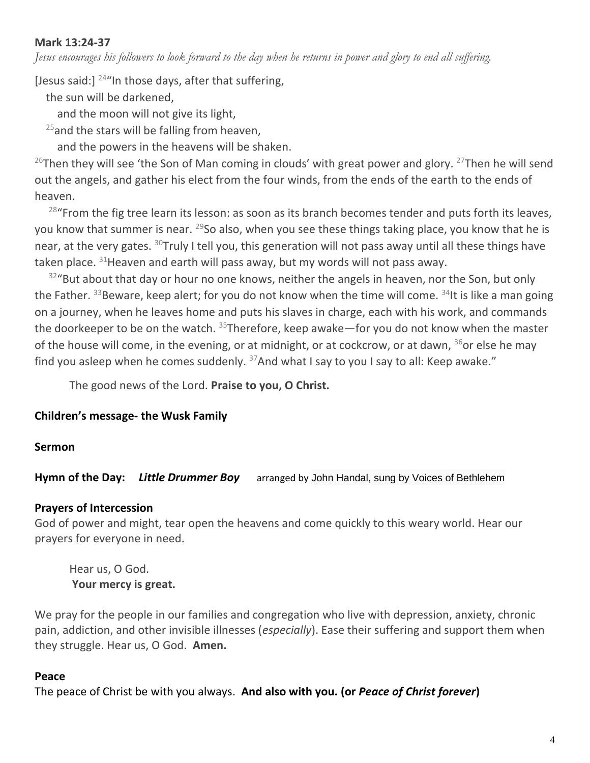**Mark 13:24-37**

*Jesus encourages his followers to look forward to the day when he returns in power and glory to end all suffering.*

[Jesus said:] [24]"In those days, after that suffering,
the sun will be darkened,
and the moon will not give its light,
[25]and the stars will be falling from heaven,
and the powers in the heavens will be shaken.

[26]Then they will see 'the Son of Man coming in clouds' with great power and glory. [27]Then he will send out the angels, and gather his elect from the four winds, from the ends of the earth to the ends of heaven.

[28]"From the fig tree learn its lesson: as soon as its branch becomes tender and puts forth its leaves, you know that summer is near. [29]So also, when you see these things taking place, you know that he is near, at the very gates. [30]Truly I tell you, this generation will not pass away until all these things have taken place. [31]Heaven and earth will pass away, but my words will not pass away.

[32]"But about that day or hour no one knows, neither the angels in heaven, nor the Son, but only the Father. [33]Beware, keep alert; for you do not know when the time will come. [34]It is like a man going on a journey, when he leaves home and puts his slaves in charge, each with his work, and commands the doorkeeper to be on the watch. [35]Therefore, keep awake—for you do not know when the master of the house will come, in the evening, or at midnight, or at cockcrow, or at dawn, [36]or else he may find you asleep when he comes suddenly. [37]And what I say to you I say to all: Keep awake."

The good news of the Lord. **Praise to you, O Christ.**

**Children's message- the Wusk Family**

**Sermon**

**Hymn of the Day:** ***Little Drummer Boy*** arranged by John Handal, sung by Voices of Bethlehem

**Prayers of Intercession**

God of power and might, tear open the heavens and come quickly to this weary world. Hear our prayers for everyone in need.

Hear us, O God.
**Your mercy is great.**

We pray for the people in our families and congregation who live with depression, anxiety, chronic pain, addiction, and other invisible illnesses (*especially*). Ease their suffering and support them when they struggle. Hear us, O God. **Amen.**

**Peace**

The peace of Christ be with you always. **And also with you. (or *Peace of Christ forever*)**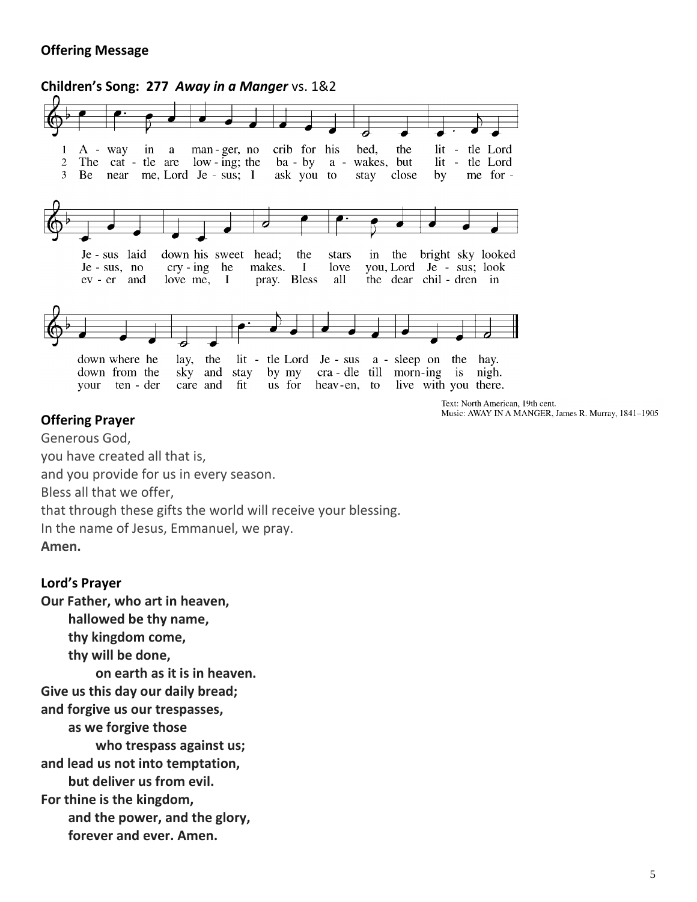**Offering Message**

**Children's Song: 277** ***Away in a Manger*** vs. 1&2

1 A - way in a man - ger, no crib for his bed, the lit - tle Lord Je - sus laid down his sweet head; the stars in the bright sky looked down where he lay, the lit - tle Lord Je - sus a - sleep on the hay.

2 The cat - tle are low - ing; the ba - by a - wakes, but lit - tle Lord Je - sus, no cry - ing he makes. I love you, Lord Je - sus; look down from the sky and stay by my cra - dle till morn-ing is nigh.

3 Be near me, Lord Je - sus; I ask you to stay close by me for - ev - er and love me, I pray. Bless all the dear chil - dren in your ten - der care and fit us for heav-en, to live with you there.

Text: North American, 19th cent.
Music: AWAY IN A MANGER, James R. Murray, 1841–1905

**Offering Prayer**

Generous God,
you have created all that is,
and you provide for us in every season.
Bless all that we offer,
that through these gifts the world will receive your blessing.
In the name of Jesus, Emmanuel, we pray.
**Amen.**

**Lord's Prayer**

**Our Father, who art in heaven,**
**hallowed be thy name,**
**thy kingdom come,**
**thy will be done,**
**on earth as it is in heaven.**
**Give us this day our daily bread;**
**and forgive us our trespasses,**
**as we forgive those**
**who trespass against us;**
**and lead us not into temptation,**
**but deliver us from evil.**
**For thine is the kingdom,**
**and the power, and the glory,**
**forever and ever. Amen.**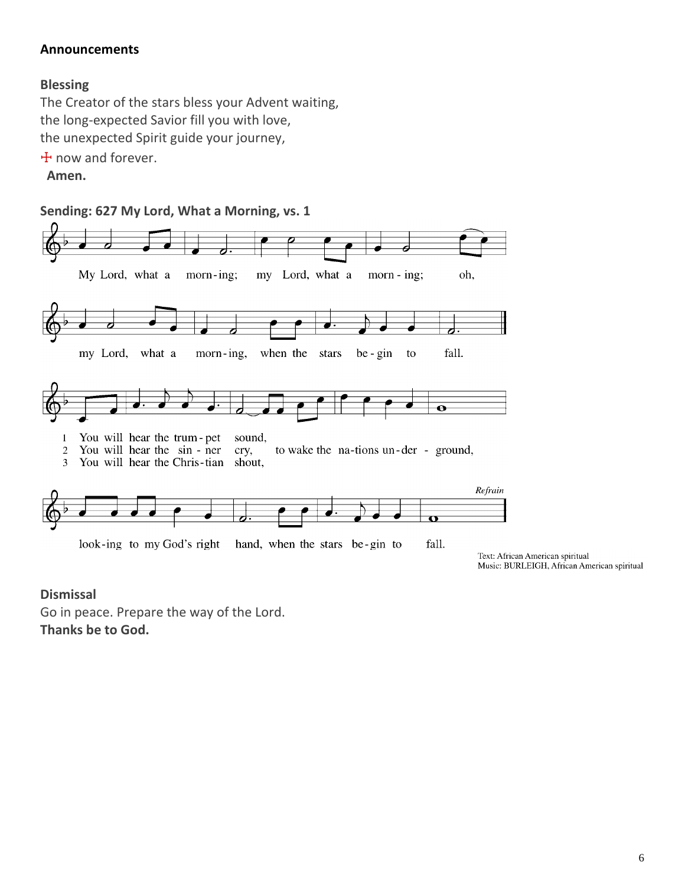**Announcements**

**Blessing**

The Creator of the stars bless your Advent waiting,
the long-expected Savior fill you with love,
the unexpected Spirit guide your journey,
☩ now and forever.
**Amen.**

**Sending: 627 My Lord, What a Morning, vs. 1**

My Lord, what a morning; my Lord, what a morning; oh, my Lord, what a morning, when the stars begin to fall.

1 You will hear the trumpet sound,
2 You will hear the sinner cry, to wake the nations underground,
3 You will hear the Christian shout,

looking to my God's right hand, when the stars begin to fall.

*Refrain*

Text: African American spiritual
Music: BURLEIGH, African American spiritual

**Dismissal**

Go in peace. Prepare the way of the Lord.
**Thanks be to God.**